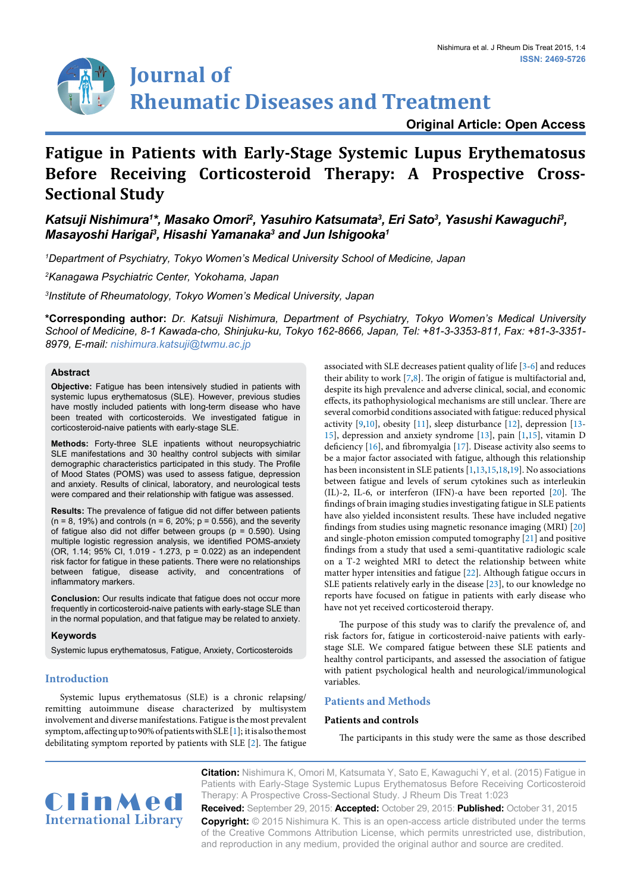Original Article: Open Access

# Fatigue in Patients with Early-Stage Systemic Lupus Erythematosus Before Receiving Corticosteroid Therapy: A Prospective Cross-Sectional Study

***Katsuji Nishimura[1]\*, Masako Omori[2], Yasuhiro Katsumata[3], Eri Sato[3], Yasushi Kawaguchi[3], Masayoshi Harigai[3], Hisashi Yamanaka[3] and Jun Ishigooka[1]***

*[1]Department of Psychiatry, Tokyo Women's Medical University School of Medicine, Japan*

*[2]Kanagawa Psychiatric Center, Yokohama, Japan*

*[3]Institute of Rheumatology, Tokyo Women's Medical University, Japan*

**\*Corresponding author:** *Dr. Katsuji Nishimura, Department of Psychiatry, Tokyo Women's Medical University School of Medicine, 8-1 Kawada-cho, Shinjuku-ku, Tokyo 162-8666, Japan, Tel: +81-3-3353-811, Fax: +81-3-3351-8979, E-mail: nishimura.katsuji@twmu.ac.jp*

## Abstract

**Objective:** Fatigue has been intensively studied in patients with systemic lupus erythematosus (SLE). However, previous studies have mostly included patients with long-term disease who have been treated with corticosteroids. We investigated fatigue in corticosteroid-naive patients with early-stage SLE.

**Methods:** Forty-three SLE inpatients without neuropsychiatric SLE manifestations and 30 healthy control subjects with similar demographic characteristics participated in this study. The Profile of Mood States (POMS) was used to assess fatigue, depression and anxiety. Results of clinical, laboratory, and neurological tests were compared and their relationship with fatigue was assessed.

**Results:** The prevalence of fatigue did not differ between patients (n = 8, 19%) and controls (n = 6, 20%; p = 0.556), and the severity of fatigue also did not differ between groups (p = 0.590). Using multiple logistic regression analysis, we identified POMS-anxiety (OR, 1.14; 95% CI, 1.019 - 1.273, p = 0.022) as an independent risk factor for fatigue in these patients. There were no relationships between fatigue, disease activity, and concentrations of inflammatory markers.

**Conclusion:** Our results indicate that fatigue does not occur more frequently in corticosteroid-naive patients with early-stage SLE than in the normal population, and that fatigue may be related to anxiety.

### Keywords

Systemic lupus erythematosus, Fatigue, Anxiety, Corticosteroids

## Introduction

Systemic lupus erythematosus (SLE) is a chronic relapsing/remitting autoimmune disease characterized by multisystem involvement and diverse manifestations. Fatigue is the most prevalent symptom, affecting up to 90% of patients with SLE [1]; it is also the most debilitating symptom reported by patients with SLE [2]. The fatigue associated with SLE decreases patient quality of life [3-6] and reduces their ability to work [7,8]. The origin of fatigue is multifactorial and, despite its high prevalence and adverse clinical, social, and economic effects, its pathophysiological mechanisms are still unclear. There are several comorbid conditions associated with fatigue: reduced physical activity [9,10], obesity [11], sleep disturbance [12], depression [13-15], depression and anxiety syndrome [13], pain [1,15], vitamin D deficiency [16], and fibromyalgia [17]. Disease activity also seems to be a major factor associated with fatigue, although this relationship has been inconsistent in SLE patients [1,13,15,18,19]. No associations between fatigue and levels of serum cytokines such as interleukin (IL)-2, IL-6, or interferon (IFN)-α have been reported [20]. The findings of brain imaging studies investigating fatigue in SLE patients have also yielded inconsistent results. These have included negative findings from studies using magnetic resonance imaging (MRI) [20] and single-photon emission computed tomography [21] and positive findings from a study that used a semi-quantitative radiologic scale on a T-2 weighted MRI to detect the relationship between white matter hyper intensities and fatigue [22]. Although fatigue occurs in SLE patients relatively early in the disease [23], to our knowledge no reports have focused on fatigue in patients with early disease who have not yet received corticosteroid therapy.

The purpose of this study was to clarify the prevalence of, and risk factors for, fatigue in corticosteroid-naive patients with early-stage SLE. We compared fatigue between these SLE patients and healthy control participants, and assessed the association of fatigue with patient psychological health and neurological/immunological variables.

## Patients and Methods

### Patients and controls

The participants in this study were the same as those described

**Citation:** Nishimura K, Omori M, Katsumata Y, Sato E, Kawaguchi Y, et al. (2015) Fatigue in Patients with Early-Stage Systemic Lupus Erythematosus Before Receiving Corticosteroid Therapy: A Prospective Cross-Sectional Study. J Rheum Dis Treat 1:023

**Received:** September 29, 2015: **Accepted:** October 29, 2015: **Published:** October 31, 2015

**Copyright:** © 2015 Nishimura K. This is an open-access article distributed under the terms of the Creative Commons Attribution License, which permits unrestricted use, distribution, and reproduction in any medium, provided the original author and source are credited.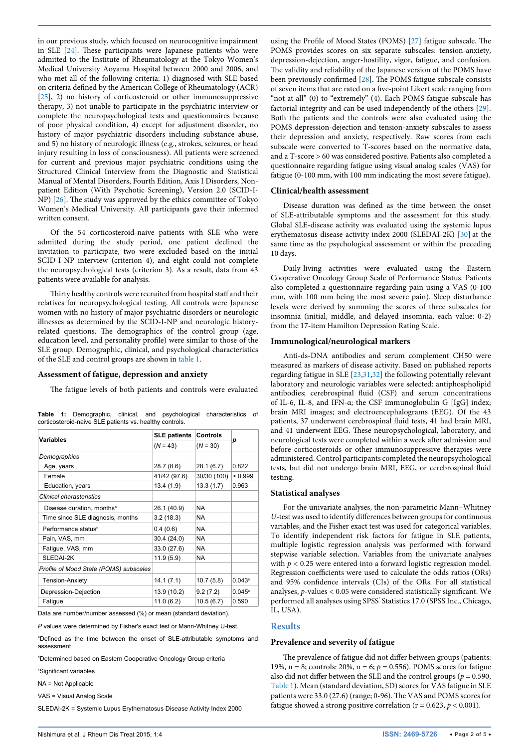in our previous study, which focused on neurocognitive impairment in SLE [24]. These participants were Japanese patients who were admitted to the Institute of Rheumatology at the Tokyo Women's Medical University Aoyama Hospital between 2000 and 2006, and who met all of the following criteria: 1) diagnosed with SLE based on criteria defined by the American College of Rheumatology (ACR) [25], 2) no history of corticosteroid or other immunosuppressive therapy, 3) not unable to participate in the psychiatric interview or complete the neuropsychological tests and questionnaires because of poor physical condition, 4) except for adjustment disorder, no history of major psychiatric disorders including substance abuse, and 5) no history of neurologic illness (e.g., strokes, seizures, or head injury resulting in loss of consciousness). All patients were screened for current and previous major psychiatric conditions using the Structured Clinical Interview from the Diagnostic and Statistical Manual of Mental Disorders, Fourth Edition, Axis I Disorders, Non-patient Edition (With Psychotic Screening), Version 2.0 (SCID-I-NP) [26]. The study was approved by the ethics committee of Tokyo Women's Medical University. All participants gave their informed written consent.

Of the 54 corticosteroid-naive patients with SLE who were admitted during the study period, one patient declined the invitation to participate, two were excluded based on the initial SCID-I-NP interview (criterion 4), and eight could not complete the neuropsychological tests (criterion 3). As a result, data from 43 patients were available for analysis.

Thirty healthy controls were recruited from hospital staff and their relatives for neuropsychological testing. All controls were Japanese women with no history of major psychiatric disorders or neurologic illnesses as determined by the SCID-I-NP and neurologic history-related questions. The demographics of the control group (age, education level, and personality profile) were similar to those of the SLE group. Demographic, clinical, and psychological characteristics of the SLE and control groups are shown in table 1.

### Assessment of fatigue, depression and anxiety

The fatigue levels of both patients and controls were evaluated using the Profile of Mood States (POMS) [27] fatigue subscale. The POMS provides scores on six separate subscales: tension-anxiety, depression-dejection, anger-hostility, vigor, fatigue, and confusion. The validity and reliability of the Japanese version of the POMS have been previously confirmed [28]. The POMS fatigue subscale consists of seven items that are rated on a five-point Likert scale ranging from "not at all" (0) to "extremely" (4). Each POMS fatigue subscale has factorial integrity and can be used independently of the others [29]. Both the patients and the controls were also evaluated using the POMS depression-dejection and tension-anxiety subscales to assess their depression and anxiety, respectively. Raw scores from each subscale were converted to T-scores based on the normative data, and a T-score > 60 was considered positive. Patients also completed a questionnaire regarding fatigue using visual analog scales (VAS) for fatigue (0-100 mm, with 100 mm indicating the most severe fatigue).

**Table 1:** Demographic, clinical, and psychological characteristics of corticosteroid-naive SLE patients vs. healthy controls.

| Variables | SLE patients (*N* = 43) | Controls (*N* = 30) | *p* |
|---|---|---|---|
| *Demographics* | | | |
| Age, years | 28.7 (8.6) | 28.1 (6.7) | 0.822 |
| Female | 41/42 (97.6) | 30/30 (100) | > 0.999 |
| Education, years | 13.4 (1.9) | 13.3 (1.7) | 0.963 |
| *Clinical charasteristics* | | | |
| Disease duration, months[a] | 26.1 (40.9) | NA | |
| Time since SLE diagnosis, months | 3.2 (18.3) | NA | |
| Performance status[b] | 0.4 (0.6) | NA | |
| Pain, VAS, mm | 30.4 (24.0) | NA | |
| Fatigue, VAS, mm | 33.0 (27.6) | NA | |
| SLEDAI-2K | 11.9 (5.9) | NA | |
| *Profile of Mood State (POMS) subscales* | | | |
| Tension-Anxiety | 14.1 (7.1) | 10.7 (5.8) | 0.043[c] |
| Depression-Dejection | 13.9 (10.2) | 9.2 (7.2) | 0.045[c] |
| Fatigue | 11.0 (6.2) | 10.5 (6.7) | 0.590 |

Data are number/number assessed (%) or mean (standard deviation).

*P* values were determined by Fisher's exact test or Mann-Whitney U-test.

[a]Defined as the time between the onset of SLE-attributable symptoms and assessment

[b]Determined based on Eastern Cooperative Oncology Group criteria

[c]Significant variables

NA = Not Applicable

VAS = Visual Analog Scale

SLEDAI-2K = Systemic Lupus Erythematosus Disease Activity Index 2000

### Clinical/health assessment

Disease duration was defined as the time between the onset of SLE-attributable symptoms and the assessment for this study. Global SLE-disease activity was evaluated using the systemic lupus erythematosus disease activity index 2000 (SLEDAI-2K) [30] at the same time as the psychological assessment or within the preceding 10 days.

Daily-living activities were evaluated using the Eastern Cooperative Oncology Group Scale of Performance Status. Patients also completed a questionnaire regarding pain using a VAS (0-100 mm, with 100 mm being the most severe pain). Sleep disturbance levels were derived by summing the scores of three subscales for insomnia (initial, middle, and delayed insomnia, each value: 0-2) from the 17-item Hamilton Depression Rating Scale.

### Immunological/neurological markers

Anti-ds-DNA antibodies and serum complement CH50 were measured as markers of disease activity. Based on published reports regarding fatigue in SLE [23,31,32] the following potentially relevant laboratory and neurologic variables were selected: antiphospholipid antibodies; cerebrospinal fluid (CSF) and serum concentrations of IL-6, IL-8, and IFN-α; the CSF immunoglobulin G [IgG] index; brain MRI images; and electroencephalograms (EEG). Of the 43 patients, 37 underwent cerebrospinal fluid tests, 41 had brain MRI, and 41 underwent EEG. These neuropsychological, laboratory, and neurological tests were completed within a week after admission and before corticosteroids or other immunosuppressive therapies were administered. Control participants completed the neuropsychological tests, but did not undergo brain MRI, EEG, or cerebrospinal fluid testing.

### Statistical analyses

For the univariate analyses, the non-parametric Mann–Whitney *U*-test was used to identify differences between groups for continuous variables, and the Fisher exact test was used for categorical variables. To identify independent risk factors for fatigue in SLE patients, multiple logistic regression analysis was performed with forward stepwise variable selection. Variables from the univariate analyses with $p < 0.25$ were entered into a forward logistic regression model. Regression coefficients were used to calculate the odds ratios (ORs) and 95% confidence intervals (CIs) of the ORs. For all statistical analyses, *p*-values < 0.05 were considered statistically significant. We performed all analyses using SPSS® Statistics 17.0 (SPSS Inc., Chicago, IL, USA).

## Results

### Prevalence and severity of fatigue

The prevalence of fatigue did not differ between groups (patients: 19%, n = 8; controls: 20%, n = 6; $p = 0.556$). POMS scores for fatigue also did not differ between the SLE and the control groups ($p = 0.590$, Table 1). Mean (standard deviation, SD) scores for VAS fatigue in SLE patients were 33.0 (27.6) (range; 0-96). The VAS and POMS scores for fatigue showed a strong positive correlation ($r = 0.623$, $p < 0.001$).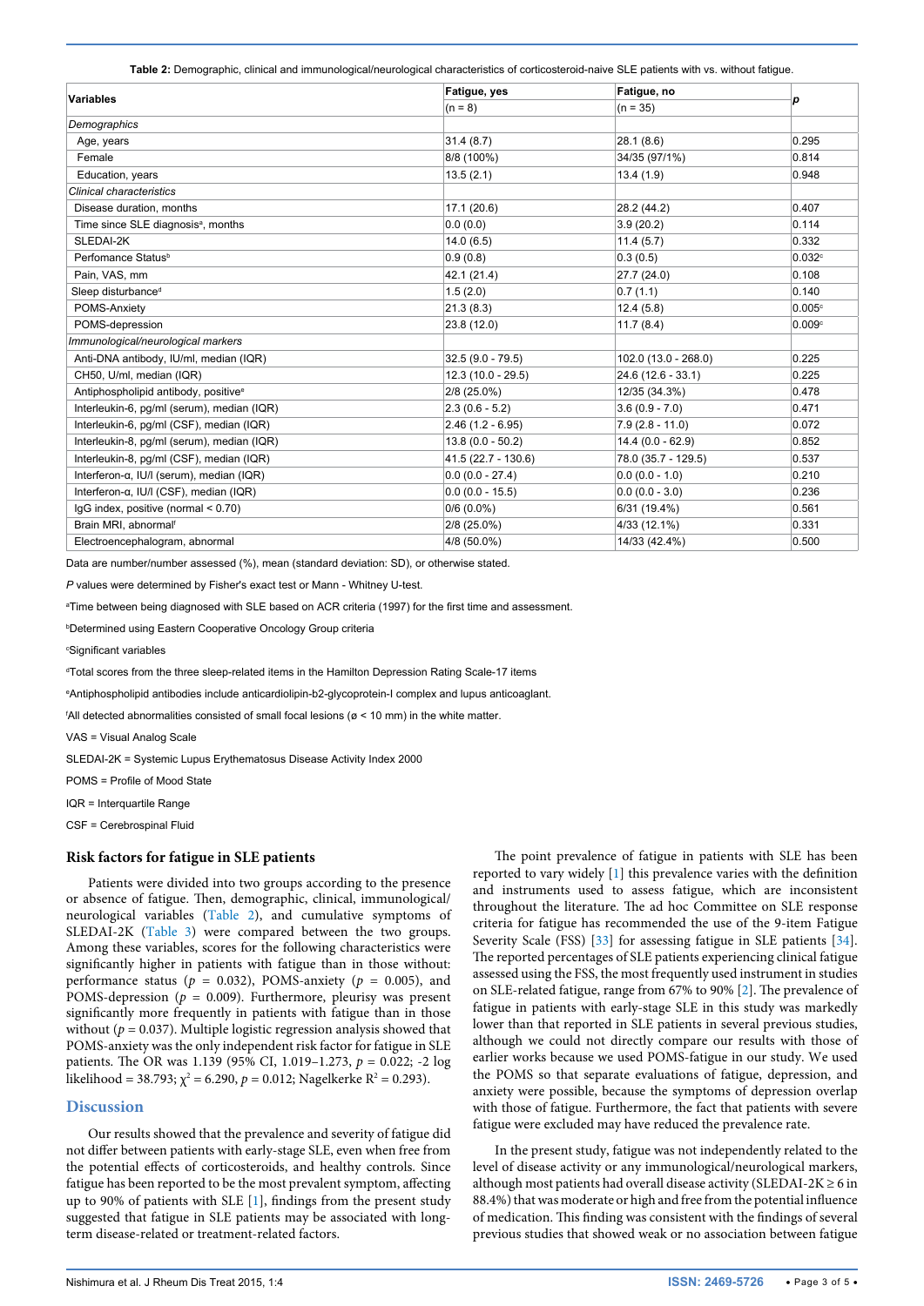**Table 2:** Demographic, clinical and immunological/neurological characteristics of corticosteroid-naive SLE patients with vs. without fatigue.

| Variables | Fatigue, yes (n = 8) | Fatigue, no (n = 35) | p |
|---|---|---|---|
| *Demographics* | | | |
| Age, years | 31.4 (8.7) | 28.1 (8.6) | 0.295 |
| Female | 8/8 (100%) | 34/35 (97/1%) | 0.814 |
| Education, years | 13.5 (2.1) | 13.4 (1.9) | 0.948 |
| *Clinical characteristics* | | | |
| Disease duration, months | 17.1 (20.6) | 28.2 (44.2) | 0.407 |
| Time since SLE diagnosis[a], months | 0.0 (0.0) | 3.9 (20.2) | 0.114 |
| SLEDAI-2K | 14.0 (6.5) | 11.4 (5.7) | 0.332 |
| Perfomance Status[b] | 0.9 (0.8) | 0.3 (0.5) | 0.032[c] |
| Pain, VAS, mm | 42.1 (21.4) | 27.7 (24.0) | 0.108 |
| Sleep disturbance[d] | 1.5 (2.0) | 0.7 (1.1) | 0.140 |
| POMS-Anxiety | 21.3 (8.3) | 12.4 (5.8) | 0.005[c] |
| POMS-depression | 23.8 (12.0) | 11.7 (8.4) | 0.009[c] |
| *Immunological/neurological markers* | | | |
| Anti-DNA antibody, IU/ml, median (IQR) | 32.5 (9.0 - 79.5) | 102.0 (13.0 - 268.0) | 0.225 |
| CH50, U/ml, median (IQR) | 12.3 (10.0 - 29.5) | 24.6 (12.6 - 33.1) | 0.225 |
| Antiphospholipid antibody, positive[e] | 2/8 (25.0%) | 12/35 (34.3%) | 0.478 |
| Interleukin-6, pg/ml (serum), median (IQR) | 2.3 (0.6 - 5.2) | 3.6 (0.9 - 7.0) | 0.471 |
| Interleukin-6, pg/ml (CSF), median (IQR) | 2.46 (1.2 - 6.95) | 7.9 (2.8 - 11.0) | 0.072 |
| Interleukin-8, pg/ml (serum), median (IQR) | 13.8 (0.0 - 50.2) | 14.4 (0.0 - 62.9) | 0.852 |
| Interleukin-8, pg/ml (CSF), median (IQR) | 41.5 (22.7 - 130.6) | 78.0 (35.7 - 129.5) | 0.537 |
| Interferon-α, IU/l (serum), median (IQR) | 0.0 (0.0 - 27.4) | 0.0 (0.0 - 1.0) | 0.210 |
| Interferon-α, IU/l (CSF), median (IQR) | 0.0 (0.0 - 15.5) | 0.0 (0.0 - 3.0) | 0.236 |
| IgG index, positive (normal < 0.70) | 0/6 (0.0%) | 6/31 (19.4%) | 0.561 |
| Brain MRI, abnormal[f] | 2/8 (25.0%) | 4/33 (12.1%) | 0.331 |
| Electroencephalogram, abnormal | 4/8 (50.0%) | 14/33 (42.4%) | 0.500 |

Data are number/number assessed (%), mean (standard deviation: SD), or otherwise stated.

*P* values were determined by Fisher's exact test or Mann - Whitney U-test.

[a]Time between being diagnosed with SLE based on ACR criteria (1997) for the first time and assessment.

[b]Determined using Eastern Cooperative Oncology Group criteria

[c]Significant variables

[d]Total scores from the three sleep-related items in the Hamilton Depression Rating Scale-17 items

[e]Antiphospholipid antibodies include anticardiolipin-b2-glycoprotein-I complex and lupus anticoaglant.

[f]All detected abnormalities consisted of small focal lesions (ø < 10 mm) in the white matter.

VAS = Visual Analog Scale

SLEDAI-2K = Systemic Lupus Erythematosus Disease Activity Index 2000

POMS = Profile of Mood State

IQR = Interquartile Range

CSF = Cerebrospinal Fluid

### Risk factors for fatigue in SLE patients

Patients were divided into two groups according to the presence or absence of fatigue. Then, demographic, clinical, immunological/neurological variables (Table 2), and cumulative symptoms of SLEDAI-2K (Table 3) were compared between the two groups. Among these variables, scores for the following characteristics were significantly higher in patients with fatigue than in those without: performance status ($p$ = 0.032), POMS-anxiety ($p$ = 0.005), and POMS-depression ($p$ = 0.009). Furthermore, pleurisy was present significantly more frequently in patients with fatigue than in those without ($p$ = 0.037). Multiple logistic regression analysis showed that POMS-anxiety was the only independent risk factor for fatigue in SLE patients. The OR was 1.139 (95% CI, 1.019–1.273, $p$ = 0.022; -2 log likelihood = 38.793; $\chi^2$ = 6.290, $p$ = 0.012; Nagelkerke $R^2$ = 0.293).

## Discussion

Our results showed that the prevalence and severity of fatigue did not differ between patients with early-stage SLE, even when free from the potential effects of corticosteroids, and healthy controls. Since fatigue has been reported to be the most prevalent symptom, affecting up to 90% of patients with SLE [1], findings from the present study suggested that fatigue in SLE patients may be associated with long-term disease-related or treatment-related factors.

The point prevalence of fatigue in patients with SLE has been reported to vary widely [1] this prevalence varies with the definition and instruments used to assess fatigue, which are inconsistent throughout the literature. The ad hoc Committee on SLE response criteria for fatigue has recommended the use of the 9-item Fatigue Severity Scale (FSS) [33] for assessing fatigue in SLE patients [34]. The reported percentages of SLE patients experiencing clinical fatigue assessed using the FSS, the most frequently used instrument in studies on SLE-related fatigue, range from 67% to 90% [2]. The prevalence of fatigue in patients with early-stage SLE in this study was markedly lower than that reported in SLE patients in several previous studies, although we could not directly compare our results with those of earlier works because we used POMS-fatigue in our study. We used the POMS so that separate evaluations of fatigue, depression, and anxiety were possible, because the symptoms of depression overlap with those of fatigue. Furthermore, the fact that patients with severe fatigue were excluded may have reduced the prevalence rate.

In the present study, fatigue was not independently related to the level of disease activity or any immunological/neurological markers, although most patients had overall disease activity (SLEDAI-2K ≥ 6 in 88.4%) that was moderate or high and free from the potential influence of medication. This finding was consistent with the findings of several previous studies that showed weak or no association between fatigue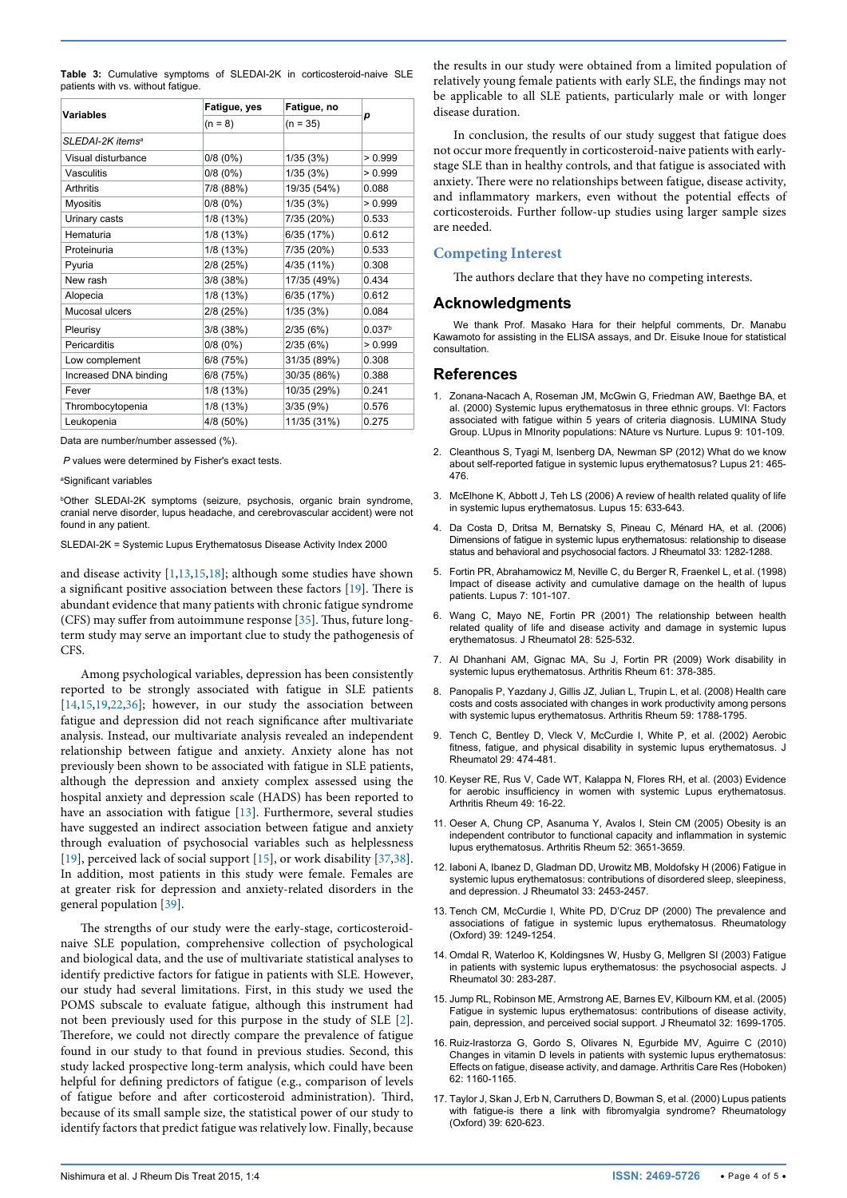**Table 3:** Cumulative symptoms of SLEDAI-2K in corticosteroid-naive SLE patients with vs. without fatigue.

| Variables | Fatigue, yes | Fatigue, no | p |
|---|---|---|---|
| | (n = 8) | (n = 35) | |
| *SLEDAI-2K items*[a] | | | |
| Visual disturbance | 0/8 (0%) | 1/35 (3%) | > 0.999 |
| Vasculitis | 0/8 (0%) | 1/35 (3%) | > 0.999 |
| Arthritis | 7/8 (88%) | 19/35 (54%) | 0.088 |
| Myositis | 0/8 (0%) | 1/35 (3%) | > 0.999 |
| Urinary casts | 1/8 (13%) | 7/35 (20%) | 0.533 |
| Hematuria | 1/8 (13%) | 6/35 (17%) | 0.612 |
| Proteinuria | 1/8 (13%) | 7/35 (20%) | 0.533 |
| Pyuria | 2/8 (25%) | 4/35 (11%) | 0.308 |
| New rash | 3/8 (38%) | 17/35 (49%) | 0.434 |
| Alopecia | 1/8 (13%) | 6/35 (17%) | 0.612 |
| Mucosal ulcers | 2/8 (25%) | 1/35 (3%) | 0.084 |
| Pleurisy | 3/8 (38%) | 2/35 (6%) | 0.037[b] |
| Pericarditis | 0/8 (0%) | 2/35 (6%) | > 0.999 |
| Low complement | 6/8 (75%) | 31/35 (89%) | 0.308 |
| Increased DNA binding | 6/8 (75%) | 30/35 (86%) | 0.388 |
| Fever | 1/8 (13%) | 10/35 (29%) | 0.241 |
| Thrombocytopenia | 1/8 (13%) | 3/35 (9%) | 0.576 |
| Leukopenia | 4/8 (50%) | 11/35 (31%) | 0.275 |

Data are number/number assessed (%).

*P* values were determined by Fisher's exact tests.

[a]Significant variables

[b]Other SLEDAI-2K symptoms (seizure, psychosis, organic brain syndrome, cranial nerve disorder, lupus headache, and cerebrovascular accident) were not found in any patient.

SLEDAI-2K = Systemic Lupus Erythematosus Disease Activity Index 2000

and disease activity [1,13,15,18]; although some studies have shown a significant positive association between these factors [19]. There is abundant evidence that many patients with chronic fatigue syndrome (CFS) may suffer from autoimmune response [35]. Thus, future long-term study may serve an important clue to study the pathogenesis of CFS.

Among psychological variables, depression has been consistently reported to be strongly associated with fatigue in SLE patients [14,15,19,22,36]; however, in our study the association between fatigue and depression did not reach significance after multivariate analysis. Instead, our multivariate analysis revealed an independent relationship between fatigue and anxiety. Anxiety alone has not previously been shown to be associated with fatigue in SLE patients, although the depression and anxiety complex assessed using the hospital anxiety and depression scale (HADS) has been reported to have an association with fatigue [13]. Furthermore, several studies have suggested an indirect association between fatigue and anxiety through evaluation of psychosocial variables such as helplessness [19], perceived lack of social support [15], or work disability [37,38]. In addition, most patients in this study were female. Females are at greater risk for depression and anxiety-related disorders in the general population [39].

The strengths of our study were the early-stage, corticosteroid-naive SLE population, comprehensive collection of psychological and biological data, and the use of multivariate statistical analyses to identify predictive factors for fatigue in patients with SLE. However, our study had several limitations. First, in this study we used the POMS subscale to evaluate fatigue, although this instrument had not been previously used for this purpose in the study of SLE [2]. Therefore, we could not directly compare the prevalence of fatigue found in our study to that found in previous studies. Second, this study lacked prospective long-term analysis, which could have been helpful for defining predictors of fatigue (e.g., comparison of levels of fatigue before and after corticosteroid administration). Third, because of its small sample size, the statistical power of our study to identify factors that predict fatigue was relatively low. Finally, because the results in our study were obtained from a limited population of relatively young female patients with early SLE, the findings may not be applicable to all SLE patients, particularly male or with longer disease duration.

In conclusion, the results of our study suggest that fatigue does not occur more frequently in corticosteroid-naive patients with early-stage SLE than in healthy controls, and that fatigue is associated with anxiety. There were no relationships between fatigue, disease activity, and inflammatory markers, even without the potential effects of corticosteroids. Further follow-up studies using larger sample sizes are needed.

## Competing Interest

The authors declare that they have no competing interests.

## Acknowledgments

We thank Prof. Masako Hara for their helpful comments, Dr. Manabu Kawamoto for assisting in the ELISA assays, and Dr. Eisuke Inoue for statistical consultation.

## References

1. Zonana-Nacach A, Roseman JM, McGwin G, Friedman AW, Baethge BA, et al. (2000) Systemic lupus erythematosus in three ethnic groups. VI: Factors associated with fatigue within 5 years of criteria diagnosis. LUMINA Study Group. LUpus in MInority populations: NAture vs Nurture. Lupus 9: 101-109.
2. Cleanthous S, Tyagi M, Isenberg DA, Newman SP (2012) What do we know about self-reported fatigue in systemic lupus erythematosus? Lupus 21: 465-476.
3. McElhone K, Abbott J, Teh LS (2006) A review of health related quality of life in systemic lupus erythematosus. Lupus 15: 633-643.
4. Da Costa D, Dritsa M, Bernatsky S, Pineau C, Ménard HA, et al. (2006) Dimensions of fatigue in systemic lupus erythematosus: relationship to disease status and behavioral and psychosocial factors. J Rheumatol 33: 1282-1288.
5. Fortin PR, Abrahamowicz M, Neville C, du Berger R, Fraenkel L, et al. (1998) Impact of disease activity and cumulative damage on the health of lupus patients. Lupus 7: 101-107.
6. Wang C, Mayo NE, Fortin PR (2001) The relationship between health related quality of life and disease activity and damage in systemic lupus erythematosus. J Rheumatol 28: 525-532.
7. Al Dhanhani AM, Gignac MA, Su J, Fortin PR (2009) Work disability in systemic lupus erythematosus. Arthritis Rheum 61: 378-385.
8. Panopalis P, Yazdany J, Gillis JZ, Julian L, Trupin L, et al. (2008) Health care costs and costs associated with changes in work productivity among persons with systemic lupus erythematosus. Arthritis Rheum 59: 1788-1795.
9. Tench C, Bentley D, Vleck V, McCurdie I, White P, et al. (2002) Aerobic fitness, fatigue, and physical disability in systemic lupus erythematosus. J Rheumatol 29: 474-481.
10. Keyser RE, Rus V, Cade WT, Kalappa N, Flores RH, et al. (2003) Evidence for aerobic insufficiency in women with systemic Lupus erythematosus. Arthritis Rheum 49: 16-22.
11. Oeser A, Chung CP, Asanuma Y, Avalos I, Stein CM (2005) Obesity is an independent contributor to functional capacity and inflammation in systemic lupus erythematosus. Arthritis Rheum 52: 3651-3659.
12. Iaboni A, Ibanez D, Gladman DD, Urowitz MB, Moldofsky H (2006) Fatigue in systemic lupus erythematosus: contributions of disordered sleep, sleepiness, and depression. J Rheumatol 33: 2453-2457.
13. Tench CM, McCurdie I, White PD, D'Cruz DP (2000) The prevalence and associations of fatigue in systemic lupus erythematosus. Rheumatology (Oxford) 39: 1249-1254.
14. Omdal R, Waterloo K, Koldingsnes W, Husby G, Mellgren SI (2003) Fatigue in patients with systemic lupus erythematosus: the psychosocial aspects. J Rheumatol 30: 283-287.
15. Jump RL, Robinson ME, Armstrong AE, Barnes EV, Kilbourn KM, et al. (2005) Fatigue in systemic lupus erythematosus: contributions of disease activity, pain, depression, and perceived social support. J Rheumatol 32: 1699-1705.
16. Ruiz-Irastorza G, Gordo S, Olivares N, Egurbide MV, Aguirre C (2010) Changes in vitamin D levels in patients with systemic lupus erythematosus: Effects on fatigue, disease activity, and damage. Arthritis Care Res (Hoboken) 62: 1160-1165.
17. Taylor J, Skan J, Erb N, Carruthers D, Bowman S, et al. (2000) Lupus patients with fatigue-is there a link with fibromyalgia syndrome? Rheumatology (Oxford) 39: 620-623.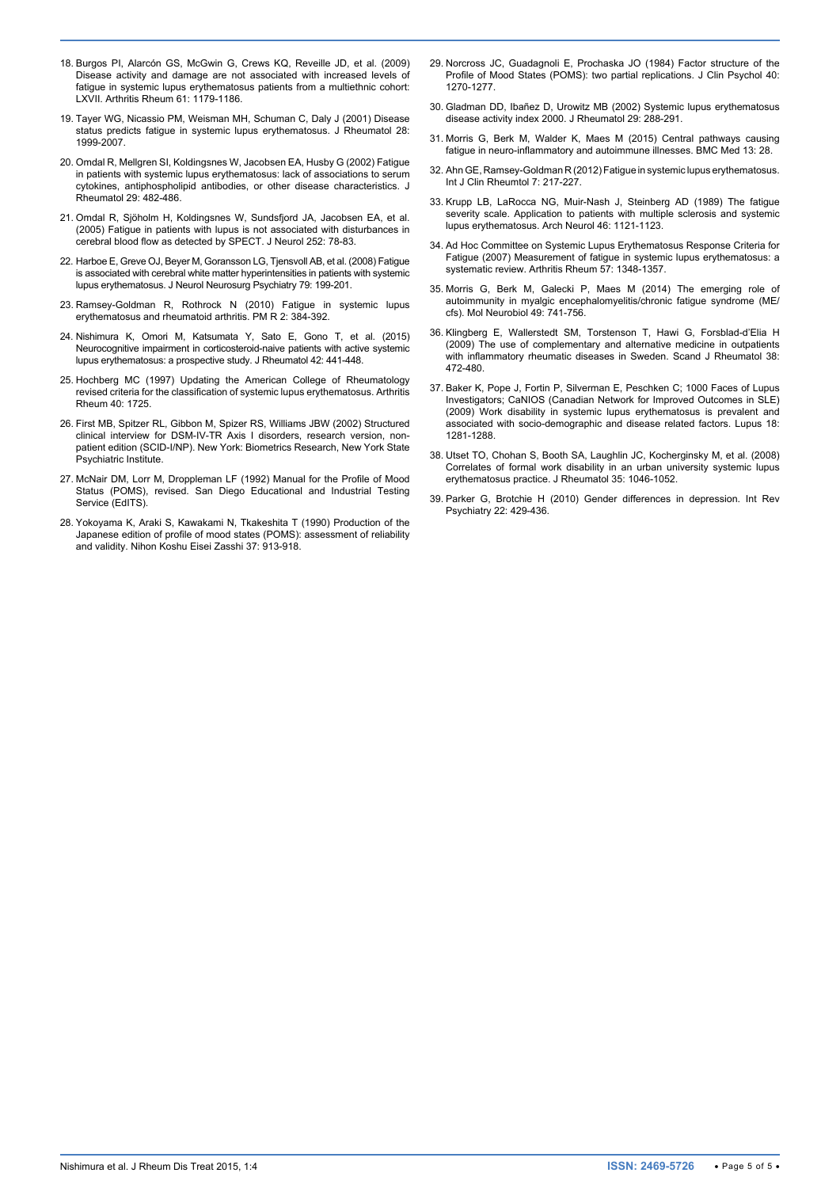18. Burgos PI, Alarcón GS, McGwin G, Crews KQ, Reveille JD, et al. (2009) Disease activity and damage are not associated with increased levels of fatigue in systemic lupus erythematosus patients from a multiethnic cohort: LXVII. Arthritis Rheum 61: 1179-1186.

19. Tayer WG, Nicassio PM, Weisman MH, Schuman C, Daly J (2001) Disease status predicts fatigue in systemic lupus erythematosus. J Rheumatol 28: 1999-2007.

20. Omdal R, Mellgren SI, Koldingsnes W, Jacobsen EA, Husby G (2002) Fatigue in patients with systemic lupus erythematosus: lack of associations to serum cytokines, antiphospholipid antibodies, or other disease characteristics. J Rheumatol 29: 482-486.

21. Omdal R, Sjöholm H, Koldingsnes W, Sundsfjord JA, Jacobsen EA, et al. (2005) Fatigue in patients with lupus is not associated with disturbances in cerebral blood flow as detected by SPECT. J Neurol 252: 78-83.

22. Harboe E, Greve OJ, Beyer M, Goransson LG, Tjensvoll AB, et al. (2008) Fatigue is associated with cerebral white matter hyperintensities in patients with systemic lupus erythematosus. J Neurol Neurosurg Psychiatry 79: 199-201.

23. Ramsey-Goldman R, Rothrock N (2010) Fatigue in systemic lupus erythematosus and rheumatoid arthritis. PM R 2: 384-392.

24. Nishimura K, Omori M, Katsumata Y, Sato E, Gono T, et al. (2015) Neurocognitive impairment in corticosteroid-naive patients with active systemic lupus erythematosus: a prospective study. J Rheumatol 42: 441-448.

25. Hochberg MC (1997) Updating the American College of Rheumatology revised criteria for the classification of systemic lupus erythematosus. Arthritis Rheum 40: 1725.

26. First MB, Spitzer RL, Gibbon M, Spizer RS, Williams JBW (2002) Structured clinical interview for DSM-IV-TR Axis I disorders, research version, non-patient edition (SCID-I/NP). New York: Biometrics Research, New York State Psychiatric Institute.

27. McNair DM, Lorr M, Droppleman LF (1992) Manual for the Profile of Mood Status (POMS), revised. San Diego Educational and Industrial Testing Service (EdITS).

28. Yokoyama K, Araki S, Kawakami N, Tkakeshita T (1990) Production of the Japanese edition of profile of mood states (POMS): assessment of reliability and validity. Nihon Koshu Eisei Zasshi 37: 913-918.

29. Norcross JC, Guadagnoli E, Prochaska JO (1984) Factor structure of the Profile of Mood States (POMS): two partial replications. J Clin Psychol 40: 1270-1277.

30. Gladman DD, Ibañez D, Urowitz MB (2002) Systemic lupus erythematosus disease activity index 2000. J Rheumatol 29: 288-291.

31. Morris G, Berk M, Walder K, Maes M (2015) Central pathways causing fatigue in neuro-inflammatory and autoimmune illnesses. BMC Med 13: 28.

32. Ahn GE, Ramsey-Goldman R (2012) Fatigue in systemic lupus erythematosus. Int J Clin Rheumtol 7: 217-227.

33. Krupp LB, LaRocca NG, Muir-Nash J, Steinberg AD (1989) The fatigue severity scale. Application to patients with multiple sclerosis and systemic lupus erythematosus. Arch Neurol 46: 1121-1123.

34. Ad Hoc Committee on Systemic Lupus Erythematosus Response Criteria for Fatigue (2007) Measurement of fatigue in systemic lupus erythematosus: a systematic review. Arthritis Rheum 57: 1348-1357.

35. Morris G, Berk M, Galecki P, Maes M (2014) The emerging role of autoimmunity in myalgic encephalomyelitis/chronic fatigue syndrome (ME/cfs). Mol Neurobiol 49: 741-756.

36. Klingberg E, Wallerstedt SM, Torstenson T, Hawi G, Forsblad-d'Elia H (2009) The use of complementary and alternative medicine in outpatients with inflammatory rheumatic diseases in Sweden. Scand J Rheumatol 38: 472-480.

37. Baker K, Pope J, Fortin P, Silverman E, Peschken C; 1000 Faces of Lupus Investigators; CaNIOS (Canadian Network for Improved Outcomes in SLE) (2009) Work disability in systemic lupus erythematosus is prevalent and associated with socio-demographic and disease related factors. Lupus 18: 1281-1288.

38. Utset TO, Chohan S, Booth SA, Laughlin JC, Kocherginsky M, et al. (2008) Correlates of formal work disability in an urban university systemic lupus erythematosus practice. J Rheumatol 35: 1046-1052.

39. Parker G, Brotchie H (2010) Gender differences in depression. Int Rev Psychiatry 22: 429-436.